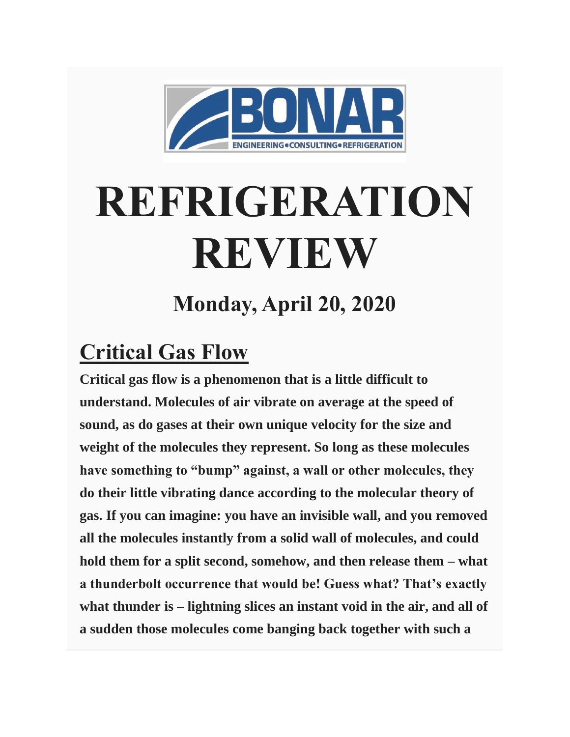BONAR
ENGINEERING•CONSULTING•REFRIGERATION

# REFRIGERATION REVIEW

## Monday, April 20, 2020

## Critical Gas Flow

**Critical gas flow is a phenomenon that is a little difficult to understand. Molecules of air vibrate on average at the speed of sound, as do gases at their own unique velocity for the size and weight of the molecules they represent. So long as these molecules have something to "bump" against, a wall or other molecules, they do their little vibrating dance according to the molecular theory of gas. If you can imagine: you have an invisible wall, and you removed all the molecules instantly from a solid wall of molecules, and could hold them for a split second, somehow, and then release them – what a thunderbolt occurrence that would be! Guess what? That's exactly what thunder is – lightning slices an instant void in the air, and all of a sudden those molecules come banging back together with such a**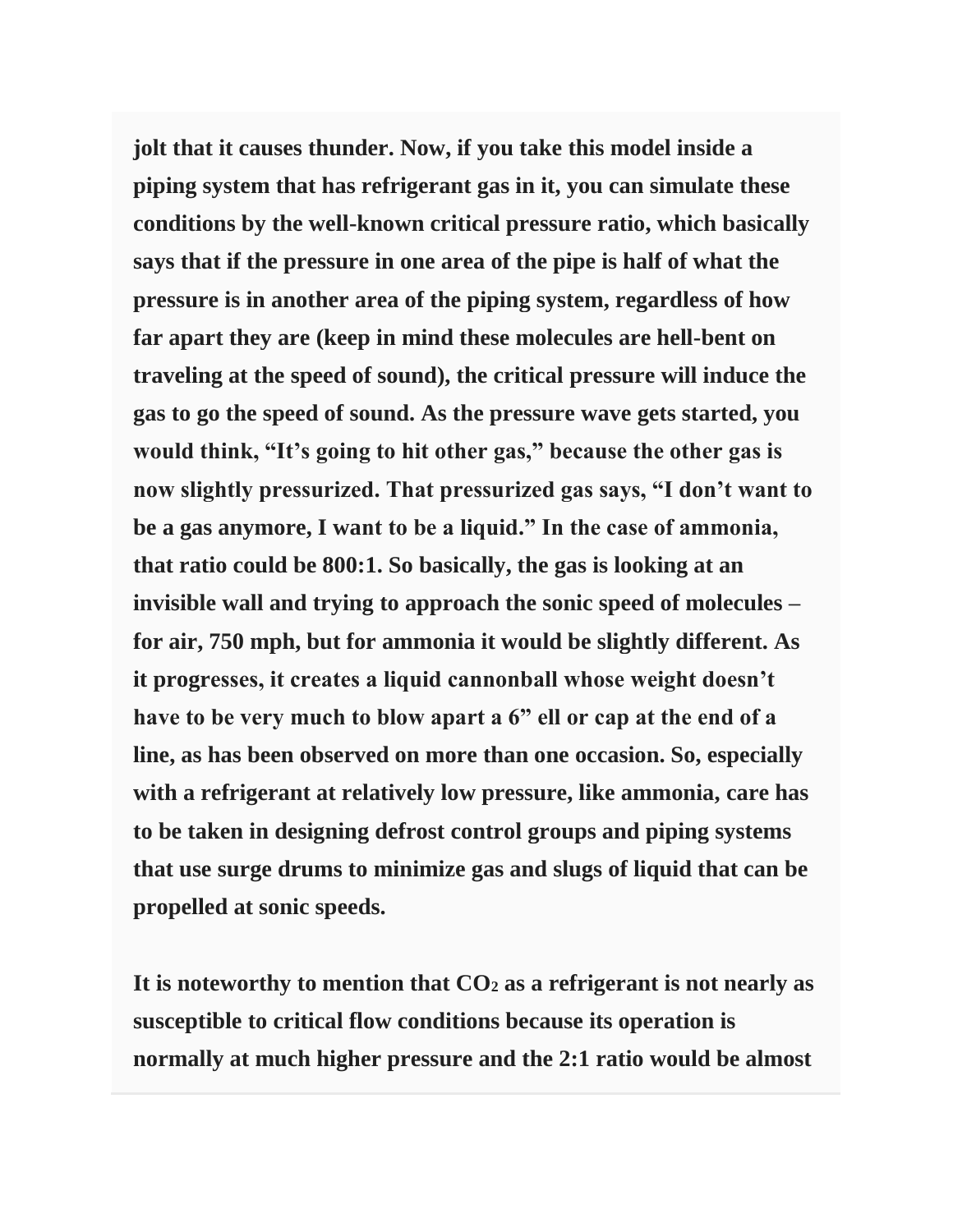**jolt that it causes thunder. Now, if you take this model inside a piping system that has refrigerant gas in it, you can simulate these conditions by the well-known critical pressure ratio, which basically says that if the pressure in one area of the pipe is half of what the pressure is in another area of the piping system, regardless of how far apart they are (keep in mind these molecules are hell-bent on traveling at the speed of sound), the critical pressure will induce the gas to go the speed of sound. As the pressure wave gets started, you would think, "It's going to hit other gas," because the other gas is now slightly pressurized. That pressurized gas says, "I don't want to be a gas anymore, I want to be a liquid." In the case of ammonia, that ratio could be 800:1. So basically, the gas is looking at an invisible wall and trying to approach the sonic speed of molecules – for air, 750 mph, but for ammonia it would be slightly different. As it progresses, it creates a liquid cannonball whose weight doesn't have to be very much to blow apart a 6" ell or cap at the end of a line, as has been observed on more than one occasion. So, especially with a refrigerant at relatively low pressure, like ammonia, care has to be taken in designing defrost control groups and piping systems that use surge drums to minimize gas and slugs of liquid that can be propelled at sonic speeds.**

**It is noteworthy to mention that $CO_2$ as a refrigerant is not nearly as susceptible to critical flow conditions because its operation is normally at much higher pressure and the 2:1 ratio would be almost**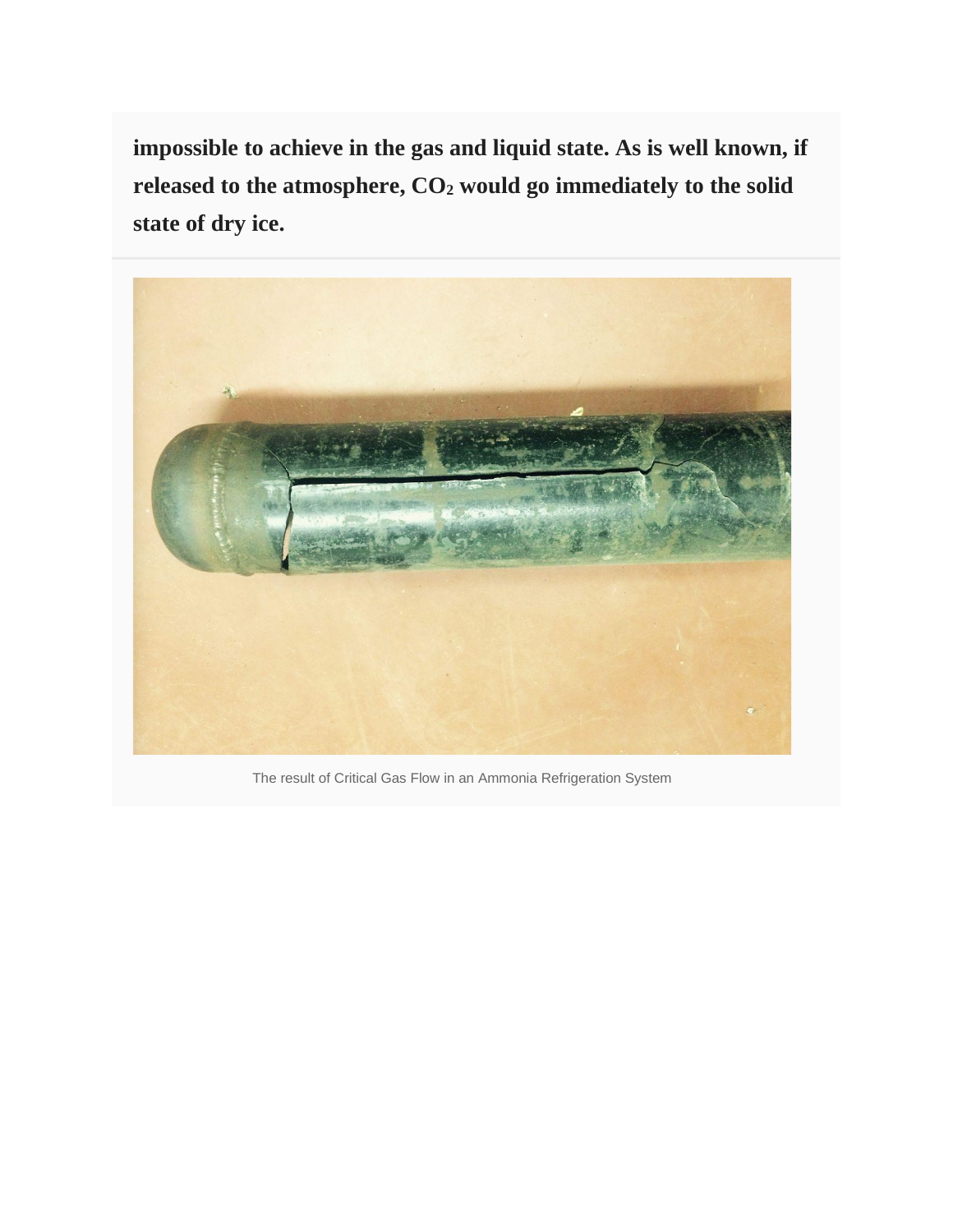**impossible to achieve in the gas and liquid state. As is well known, if released to the atmosphere, $CO_2$ would go immediately to the solid state of dry ice.**

The result of Critical Gas Flow in an Ammonia Refrigeration System